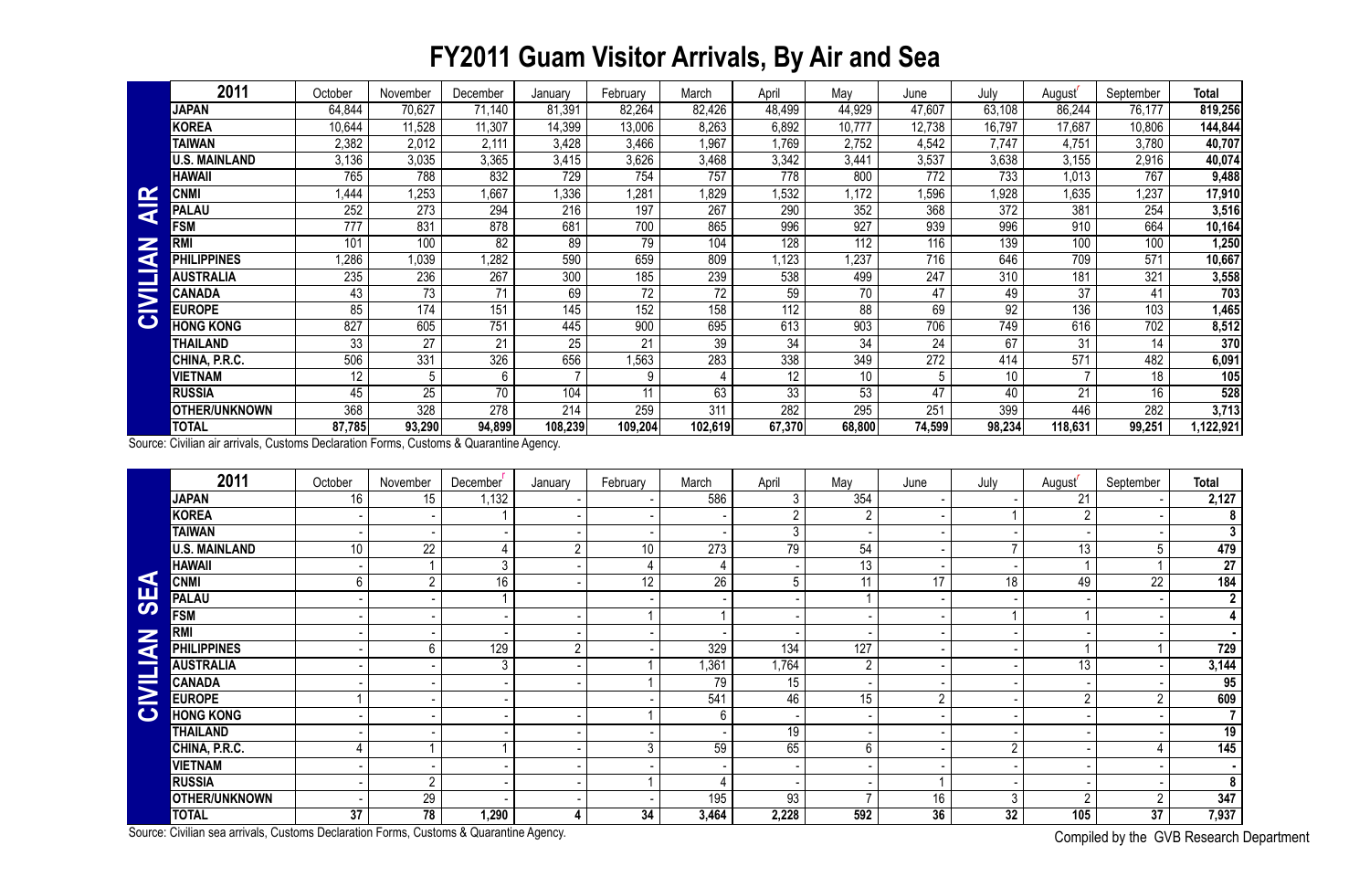# FY2011 Guam Visitor Arrivals, By Air and Sea

**CIVILIAN AIR**

| 2011 | October | November | December | January | February | March | April | May | June | July | August[r] | September | Total |
|---|---|---|---|---|---|---|---|---|---|---|---|---|---|
| **JAPAN** | 64,844 | 70,627 | 71,140 | 81,391 | 82,264 | 82,426 | 48,499 | 44,929 | 47,607 | 63,108 | 86,244 | 76,177 | **819,256** |
| **KOREA** | 10,644 | 11,528 | 11,307 | 14,399 | 13,006 | 8,263 | 6,892 | 10,777 | 12,738 | 16,797 | 17,687 | 10,806 | **144,844** |
| **TAIWAN** | 2,382 | 2,012 | 2,111 | 3,428 | 3,466 | 1,967 | 1,769 | 2,752 | 4,542 | 7,747 | 4,751 | 3,780 | **40,707** |
| **U.S. MAINLAND** | 3,136 | 3,035 | 3,365 | 3,415 | 3,626 | 3,468 | 3,342 | 3,441 | 3,537 | 3,638 | 3,155 | 2,916 | **40,074** |
| **HAWAII** | 765 | 788 | 832 | 729 | 754 | 757 | 778 | 800 | 772 | 733 | 1,013 | 767 | **9,488** |
| **CNMI** | 1,444 | 1,253 | 1,667 | 1,336 | 1,281 | 1,829 | 1,532 | 1,172 | 1,596 | 1,928 | 1,635 | 1,237 | **17,910** |
| **PALAU** | 252 | 273 | 294 | 216 | 197 | 267 | 290 | 352 | 368 | 372 | 381 | 254 | **3,516** |
| **FSM** | 777 | 831 | 878 | 681 | 700 | 865 | 996 | 927 | 939 | 996 | 910 | 664 | **10,164** |
| **RMI** | 101 | 100 | 82 | 89 | 79 | 104 | 128 | 112 | 116 | 139 | 100 | 100 | **1,250** |
| **PHILIPPINES** | 1,286 | 1,039 | 1,282 | 590 | 659 | 809 | 1,123 | 1,237 | 716 | 646 | 709 | 571 | **10,667** |
| **AUSTRALIA** | 235 | 236 | 267 | 300 | 185 | 239 | 538 | 499 | 247 | 310 | 181 | 321 | **3,558** |
| **CANADA** | 43 | 73 | 71 | 69 | 72 | 72 | 59 | 70 | 47 | 49 | 37 | 41 | **703** |
| **EUROPE** | 85 | 174 | 151 | 145 | 152 | 158 | 112 | 88 | 69 | 92 | 136 | 103 | **1,465** |
| **HONG KONG** | 827 | 605 | 751 | 445 | 900 | 695 | 613 | 903 | 706 | 749 | 616 | 702 | **8,512** |
| **THAILAND** | 33 | 27 | 21 | 25 | 21 | 39 | 34 | 34 | 24 | 67 | 31 | 14 | **370** |
| **CHINA, P.R.C.** | 506 | 331 | 326 | 656 | 1,563 | 283 | 338 | 349 | 272 | 414 | 571 | 482 | **6,091** |
| **VIETNAM** | 12 | 5 | 6 | 7 | 9 | 4 | 12 | 10 | 5 | 10 | 7 | 18 | **105** |
| **RUSSIA** | 45 | 25 | 70 | 104 | 11 | 63 | 33 | 53 | 47 | 40 | 21 | 16 | **528** |
| **OTHER/UNKNOWN** | 368 | 328 | 278 | 214 | 259 | 311 | 282 | 295 | 251 | 399 | 446 | 282 | **3,713** |
| **TOTAL** | **87,785** | **93,290** | **94,899** | **108,239** | **109,204** | **102,619** | **67,370** | **68,800** | **74,599** | **98,234** | **118,631** | **99,251** | **1,122,921** |

Source: Civilian air arrivals, Customs Declaration Forms, Customs & Quarantine Agency.

**CIVILIAN SEA**

| 2011 | October | November | December[r] | January | February | March | April | May | June | July | August[r] | September | Total |
|---|---|---|---|---|---|---|---|---|---|---|---|---|---|
| **JAPAN** | 16 | 15 | 1,132 | - | - | 586 | 3 | 354 | - | - | 21 | - | **2,127** |
| **KOREA** | - | - | 1 | - | - | - | 2 | 2 | - | 1 | 2 | - | **8** |
| **TAIWAN** | - | - | - | - | - | - | 3 | - | - | - | - | - | **3** |
| **U.S. MAINLAND** | 10 | 22 | 4 | 2 | 10 | 273 | 79 | 54 | - | 7 | 13 | 5 | **479** |
| **HAWAII** | - | 1 | 3 | - | 4 | 4 | - | 13 | - | - | 1 | 1 | **27** |
| **CNMI** | 6 | 2 | 16 | - | 12 | 26 | 5 | 11 | 17 | 18 | 49 | 22 | **184** |
| **PALAU** | - | - | 1 | | - | - | - | 1 | - | - | - | - | **2** |
| **FSM** | - | - | - | - | 1 | 1 | - | - | - | 1 | 1 | - | **4** |
| **RMI** | - | - | - | - | - | - | - | - | - | - | - | - | **-** |
| **PHILIPPINES** | - | 6 | 129 | 2 | - | 329 | 134 | 127 | - | - | 1 | 1 | **729** |
| **AUSTRALIA** | - | - | 3 | - | 1 | 1,361 | 1,764 | 2 | - | - | 13 | - | **3,144** |
| **CANADA** | - | - | - | - | 1 | 79 | 15 | - | - | - | - | - | **95** |
| **EUROPE** | 1 | - | - | | - | 541 | 46 | 15 | 2 | - | 2 | 2 | **609** |
| **HONG KONG** | - | - | - | - | 1 | 6 | - | - | - | - | - | - | **7** |
| **THAILAND** | - | - | - | - | - | - | 19 | - | - | - | - | - | **19** |
| **CHINA, P.R.C.** | 4 | 1 | 1 | - | 3 | 59 | 65 | 6 | - | 2 | - | 4 | **145** |
| **VIETNAM** | - | - | - | - | - | - | - | - | - | - | - | - | **-** |
| **RUSSIA** | - | 2 | - | - | 1 | 4 | - | - | 1 | - | - | - | **8** |
| **OTHER/UNKNOWN** | - | 29 | - | - | - | 195 | 93 | 7 | 16 | 3 | 2 | 2 | **347** |
| **TOTAL** | **37** | **78** | **1,290** | **4** | **34** | **3,464** | **2,228** | **592** | **36** | **32** | **105** | **37** | **7,937** |

Source: Civilian sea arrivals, Customs Declaration Forms, Customs & Quarantine Agency.

Compiled by the GVB Research Department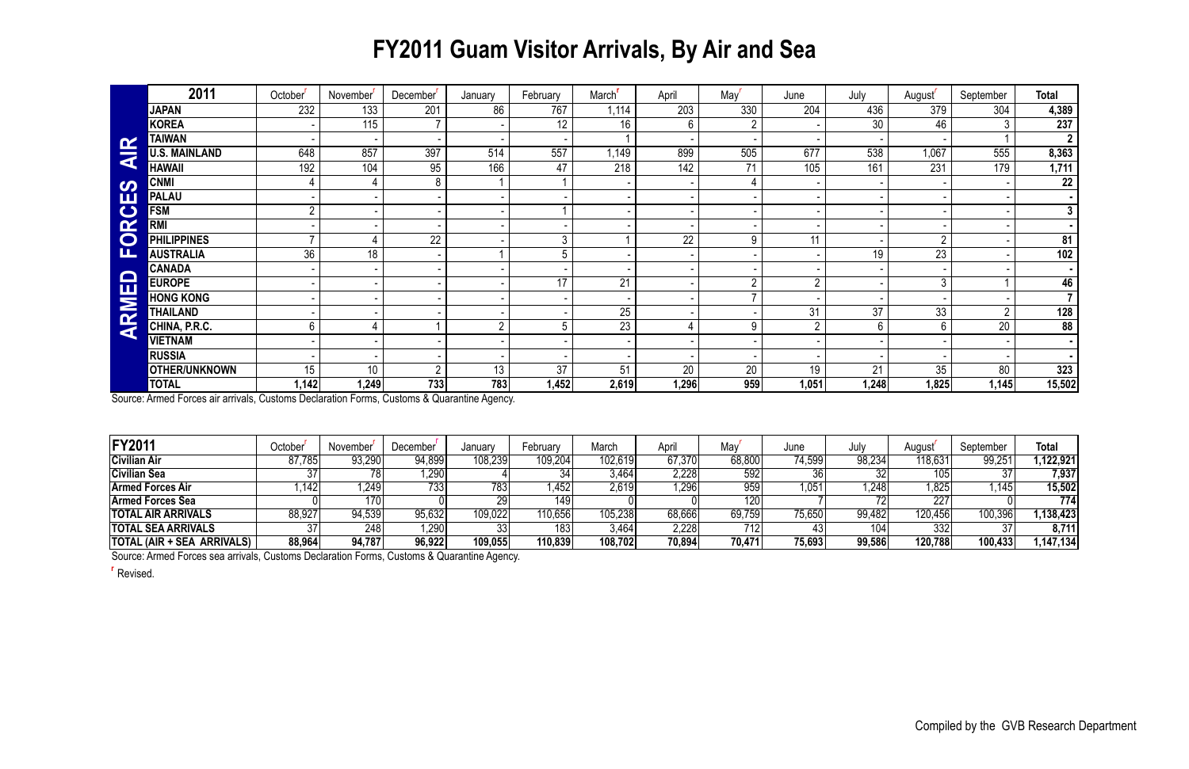# FY2011 Guam Visitor Arrivals, By Air and Sea

| ARMED FORCES AIR | 2011 | October[r] | November[r] | December[r] | January | February | March[r] | April | May[r] | June | July | August[r] | September | Total |
|---|---|---|---|---|---|---|---|---|---|---|---|---|---|---|
| | JAPAN | 232 | 133 | 201 | 86 | 767 | 1,114 | 203 | 330 | 204 | 436 | 379 | 304 | 4,389 |
| | KOREA | - | 115 | 7 | - | 12 | 16 | 6 | 2 | - | 30 | 46 | 3 | 237 |
| | TAIWAN | - | - | - | - | - | 1 | - | - | - | - | - | 1 | 2 |
| | U.S. MAINLAND | 648 | 857 | 397 | 514 | 557 | 1,149 | 899 | 505 | 677 | 538 | 1,067 | 555 | 8,363 |
| | HAWAII | 192 | 104 | 95 | 166 | 47 | 218 | 142 | 71 | 105 | 161 | 231 | 179 | 1,711 |
| | CNMI | 4 | 4 | 8 | 1 | 1 | - | - | 4 | - | - | - | - | 22 |
| | PALAU | - | - | - | - | - | - | - | - | - | - | - | - | - |
| | FSM | 2 | - | - | - | 1 | - | - | - | - | - | - | - | 3 |
| | RMI | - | - | - | - | - | - | - | - | - | - | - | - | - |
| | PHILIPPINES | 7 | 4 | 22 | - | 3 | 1 | 22 | 9 | 11 | - | 2 | - | 81 |
| | AUSTRALIA | 36 | 18 | - | 1 | 5 | - | - | - | - | 19 | 23 | - | 102 |
| | CANADA | - | - | - | - | - | - | - | - | - | - | - | - | - |
| | EUROPE | - | - | - | - | 17 | 21 | - | 2 | 2 | - | 3 | 1 | 46 |
| | HONG KONG | - | - | - | - | - | - | - | 7 | - | - | - | - | 7 |
| | THAILAND | - | - | - | - | - | 25 | - | - | 31 | 37 | 33 | 2 | 128 |
| | CHINA, P.R.C. | 6 | 4 | 1 | 2 | 5 | 23 | 4 | 9 | 2 | 6 | 6 | 20 | 88 |
| | VIETNAM | - | - | - | - | - | - | - | - | - | - | - | - | - |
| | RUSSIA | - | - | - | - | - | - | - | - | - | - | - | - | - |
| | OTHER/UNKNOWN | 15 | 10 | 2 | 13 | 37 | 51 | 20 | 20 | 19 | 21 | 35 | 80 | 323 |
| | TOTAL | 1,142 | 1,249 | 733 | 783 | 1,452 | 2,619 | 1,296 | 959 | 1,051 | 1,248 | 1,825 | 1,145 | 15,502 |

Source: Armed Forces air arrivals, Customs Declaration Forms, Customs & Quarantine Agency.

| FY2011 | October[r] | November[r] | December[r] | January | February | March | April | May[r] | June | July | August[r] | September | Total |
|---|---|---|---|---|---|---|---|---|---|---|---|---|---|
| Civilian Air | 87,785 | 93,290 | 94,899 | 108,239 | 109,204 | 102,619 | 67,370 | 68,800 | 74,599 | 98,234 | 118,631 | 99,251 | 1,122,921 |
| Civilian Sea | 37 | 78 | 1,290 | 4 | 34 | 3,464 | 2,228 | 592 | 36 | 32 | 105 | 37 | 7,937 |
| Armed Forces Air | 1,142 | 1,249 | 733 | 783 | 1,452 | 2,619 | 1,296 | 959 | 1,051 | 1,248 | 1,825 | 1,145 | 15,502 |
| Armed Forces Sea | 0 | 170 | 0 | 29 | 149 | 0 | 0 | 120 | 7 | 72 | 227 | 0 | 774 |
| TOTAL AIR ARRIVALS | 88,927 | 94,539 | 95,632 | 109,022 | 110,656 | 105,238 | 68,666 | 69,759 | 75,650 | 99,482 | 120,456 | 100,396 | 1,138,423 |
| TOTAL SEA ARRIVALS | 37 | 248 | 1,290 | 33 | 183 | 3,464 | 2,228 | 712 | 43 | 104 | 332 | 37 | 8,711 |
| TOTAL (AIR + SEA ARRIVALS) | 88,964 | 94,787 | 96,922 | 109,055 | 110,839 | 108,702 | 70,894 | 70,471 | 75,693 | 99,586 | 120,788 | 100,433 | 1,147,134 |

Source: Armed Forces sea arrivals, Customs Declaration Forms, Customs & Quarantine Agency.

[r] Revised.

Compiled by the GVB Research Department